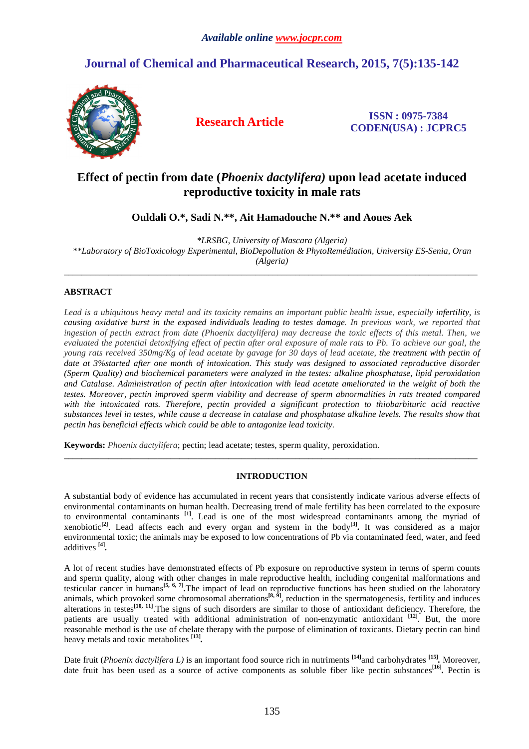# Effect of pectin from date (*Phoenix dactylifera)* upon lead acetate induced reproductive toxicity in male rats

**Ouldali O.\*, Sadi N.\*\*, Ait Hamadouche N.\*\* and Aoues Aek**

*\*LRSBG, University of Mascara (Algeria)*
*\*\*Laboratory of BioToxicology Experimental, BioDepollution & PhytoRemédiation, University ES-Senia, Oran (Algeria)*

---

## ABSTRACT

*Lead is a ubiquitous heavy metal and its toxicity remains an important public health issue, especially* ***infertility****, is causing oxidative burst in the exposed individuals leading to testes damage. In previous work, we reported that ingestion of pectin extract from date (Phoenix dactylifera) may decrease the toxic effects of this metal. Then, we evaluated the potential detoxifying effect of pectin after oral exposure of male rats to Pb. To achieve our goal, the young rats received 350mg/Kg of lead acetate by gavage for 30 days of lead acetate, the treatment with pectin of date at 3%started after one month of intoxication. This study was designed to associated reproductive disorder (Sperm Quality) and biochemical parameters were analyzed in the testes: alkaline phosphatase, lipid peroxidation and Catalase. Administration of pectin after intoxication with lead acetate ameliorated in the weight of both the testes. Moreover, pectin improved sperm viability and decrease of sperm abnormalities in rats treated compared with the intoxicated rats. Therefore, pectin provided a significant protection to thiobarbituric acid reactive substances level in testes, while cause a decrease in catalase and phosphatase alkaline levels. The results show that pectin has beneficial effects which could be able to antagonize lead toxicity.*

**Keywords:** *Phoenix dactylifera*; pectin; lead acetate; testes, sperm quality, peroxidation.

---

## INTRODUCTION

A substantial body of evidence has accumulated in recent years that consistently indicate various adverse effects of environmental contaminants on human health. Decreasing trend of male fertility has been correlated to the exposure to environmental contaminants [1]. Lead is one of the most widespread contaminants among the myriad of xenobiotic[2]. Lead affects each and every organ and system in the body[3]**.** It was considered as a major environmental toxic; the animals may be exposed to low concentrations of Pb via contaminated feed, water, and feed additives [4]**.**

A lot of recent studies have demonstrated effects of Pb exposure on reproductive system in terms of sperm counts and sperm quality, along with other changes in male reproductive health, including congenital malformations and testicular cancer in humans[5, 6, 7]**.**The impact of lead on reproductive functions has been studied on the laboratory animals, which provoked some chromosomal aberrations[8, 9], reduction in the spermatogenesis, fertility and induces alterations in testes[10, 11].The signs of such disorders are similar to those of antioxidant deficiency. Therefore, the patients are usually treated with additional administration of non-enzymatic antioxidant [12]. But, the more reasonable method is the use of chelate therapy with the purpose of elimination of toxicants. Dietary pectin can bind heavy metals and toxic metabolites [13]**.**

Date fruit (*Phoenix dactylifera L)* is an important food source rich in nutriments [14]and carbohydrates [15]**.** Moreover, date fruit has been used as a source of active components as soluble fiber like pectin substances[16]**.** Pectin is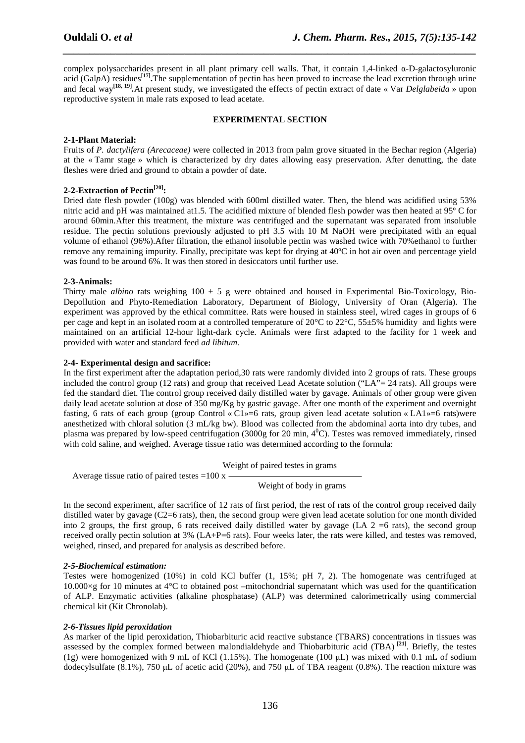complex polysaccharides present in all plant primary cell walls. That, it contain 1,4-linked α-D-galactosyluronic acid (Gal*p*A) residues[17]**.**The supplementation of pectin has been proved to increase the lead excretion through urine and fecal way[18, 19]**.**At present study, we investigated the effects of pectin extract of date « Var *Delglabeida* » upon reproductive system in male rats exposed to lead acetate.

## EXPERIMENTAL SECTION

### 2-1-Plant Material:

Fruits of *P. dactylifera (Arecaceae)* were collected in 2013 from palm grove situated in the Bechar region (Algeria) at the « Tamr stage » which is characterized by dry dates allowing easy preservation. After denutting, the date fleshes were dried and ground to obtain a powder of date.

### 2-2-Extraction of Pectin[20]:

Dried date flesh powder (100g) was blended with 600ml distilled water. Then, the blend was acidified using 53% nitric acid and pH was maintained at1.5. The acidified mixture of blended flesh powder was then heated at 95º C for around 60min.After this treatment, the mixture was centrifuged and the supernatant was separated from insoluble residue. The pectin solutions previously adjusted to pH 3.5 with 10 M NaOH were precipitated with an equal volume of ethanol (96%).After filtration, the ethanol insoluble pectin was washed twice with 70%ethanol to further remove any remaining impurity. Finally, precipitate was kept for drying at 40ºC in hot air oven and percentage yield was found to be around 6%. It was then stored in desiccators until further use.

### 2-3-Animals:

Thirty male *albino* rats weighing 100 ± 5 g were obtained and housed in Experimental Bio-Toxicology, Bio-Depollution and Phyto-Remediation Laboratory, Department of Biology, University of Oran (Algeria). The experiment was approved by the ethical committee. Rats were housed in stainless steel, wired cages in groups of 6 per cage and kept in an isolated room at a controlled temperature of 20°C to 22°C, 55±5% humidity and lights were maintained on an artificial 12-hour light-dark cycle. Animals were first adapted to the facility for 1 week and provided with water and standard feed *ad libitum.*

### 2-4- Experimental design and sacrifice:

In the first experiment after the adaptation period,30 rats were randomly divided into 2 groups of rats. These groups included the control group (12 rats) and group that received Lead Acetate solution ("LA"= 24 rats). All groups were fed the standard diet. The control group received daily distilled water by gavage. Animals of other group were given daily lead acetate solution at dose of 350 mg/Kg by gastric gavage. After one month of the experiment and overnight fasting, 6 rats of each group (group Control « C1»=6 rats, group given lead acetate solution « LA1»=6 rats)were anesthetized with chloral solution (3 mL/kg bw). Blood was collected from the abdominal aorta into dry tubes, and plasma was prepared by low-speed centrifugation (3000g for 20 min, $4^0$C). Testes was removed immediately, rinsed with cold saline, and weighed. Average tissue ratio was determined according to the formula:

$$\text{Average tissue ratio of paired testes} = 100 \times \frac{\text{Weight of paired testes in grams}}{\text{Weight of body in grams}}$$

In the second experiment, after sacrifice of 12 rats of first period, the rest of rats of the control group received daily distilled water by gavage (C2=6 rats), then, the second group were given lead acetate solution for one month divided into 2 groups, the first group, 6 rats received daily distilled water by gavage (LA 2 =6 rats), the second group received orally pectin solution at 3% (LA+P=6 rats). Four weeks later, the rats were killed, and testes was removed, weighed, rinsed, and prepared for analysis as described before.

### *2-5-Biochemical estimation:*

Testes were homogenized (10%) in cold KCl buffer (1, 15%; pH 7, 2). The homogenate was centrifuged at 10.000×g for 10 minutes at 4°C to obtained post –mitochondrial supernatant which was used for the quantification of ALP. Enzymatic activities (alkaline phosphatase) (ALP) was determined calorimetrically using commercial chemical kit (Kit Chronolab).

### *2-6-Tissues lipid peroxidation*

As marker of the lipid peroxidation, Thiobarbituric acid reactive substance (TBARS) concentrations in tissues was assessed by the complex formed between malondialdehyde and Thiobarbituric acid (TBA) [21]. Briefly, the testes (1g) were homogenized with 9 mL of KCl (1.15%). The homogenate (100 μL) was mixed with 0.1 mL of sodium dodecylsulfate (8.1%), 750 μL of acetic acid (20%), and 750 μL of TBA reagent (0.8%). The reaction mixture was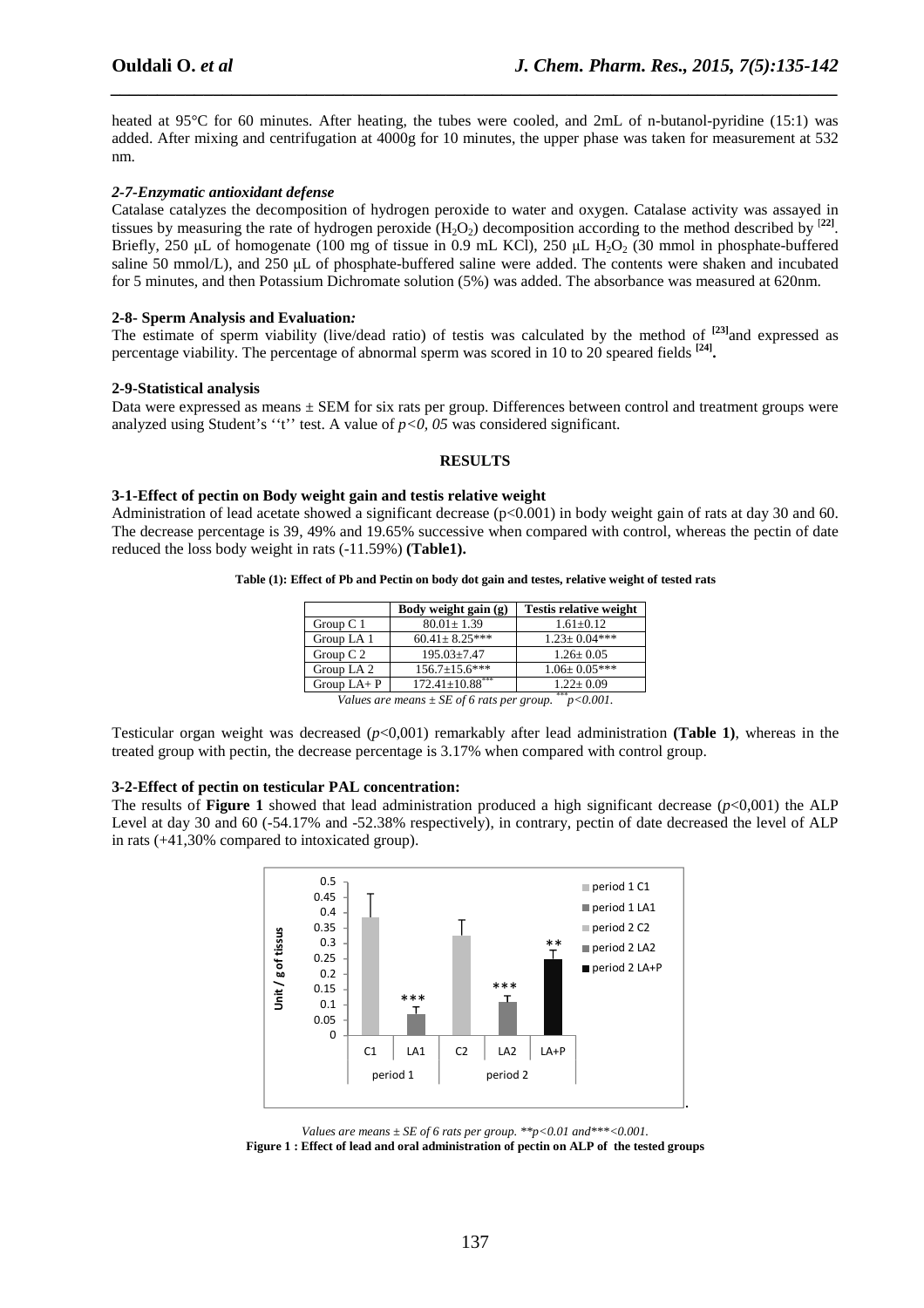heated at 95°C for 60 minutes. After heating, the tubes were cooled, and 2mL of n-butanol-pyridine (15:1) was added. After mixing and centrifugation at 4000g for 10 minutes, the upper phase was taken for measurement at 532 nm.

### *2-7-Enzymatic antioxidant defense*

Catalase catalyzes the decomposition of hydrogen peroxide to water and oxygen. Catalase activity was assayed in tissues by measuring the rate of hydrogen peroxide ($H_2O_2$) decomposition according to the method described by [22]. Briefly, 250 µL of homogenate (100 mg of tissue in 0.9 mL KCl), 250 µL $H_2O_2$ (30 mmol in phosphate-buffered saline 50 mmol/L), and 250 µL of phosphate-buffered saline were added. The contents were shaken and incubated for 5 minutes, and then Potassium Dichromate solution (5%) was added. The absorbance was measured at 620nm.

### 2-8- Sperm Analysis and Evaluation*:*

The estimate of sperm viability (live/dead ratio) of testis was calculated by the method of [23]and expressed as percentage viability. The percentage of abnormal sperm was scored in 10 to 20 speared fields [24].

### 2-9-Statistical analysis

Data were expressed as means ± SEM for six rats per group. Differences between control and treatment groups were analyzed using Student's ''t'' test. A value of *p<0, 05* was considered significant.

## RESULTS

### 3-1-Effect of pectin on Body weight gain and testis relative weight

Administration of lead acetate showed a significant decrease (p<0.001) in body weight gain of rats at day 30 and 60. The decrease percentage is 39, 49% and 19.65% successive when compared with control, whereas the pectin of date reduced the loss body weight in rats (-11.59%) **(Table1).**

**Table (1): Effect of Pb and Pectin on body dot gain and testes, relative weight of tested rats**

| | Body weight gain (g) | Testis relative weight |
|---|---|---|
| Group C 1 | 80.01± 1.39 | 1.61±0.12 |
| Group LA 1 | 60.41± 8.25*** | 1.23± 0.04*** |
| Group C 2 | 195.03±7.47 | 1.26± 0.05 |
| Group LA 2 | 156.7±15.6*** | 1.06± 0.05*** |
| Group LA+ P | 172.41±10.88*** | 1.22± 0.09 |

*Values are means ± SE of 6 rats per group. ***p<0.001.*

Testicular organ weight was decreased (*p*<0,001) remarkably after lead administration **(Table 1)**, whereas in the treated group with pectin, the decrease percentage is 3.17% when compared with control group.

### 3-2-Effect of pectin on testicular PAL concentration:

The results of **Figure 1** showed that lead administration produced a high significant decrease (*p*<0,001) the ALP Level at day 30 and 60 (-54.17% and -52.38% respectively), in contrary, pectin of date decreased the level of ALP in rats (+41,30% compared to intoxicated group).

*Values are means ± SE of 6 rats per group. **p<0.01 and***<0.001.*

**Figure 1 : Effect of lead and oral administration of pectin on ALP of the tested groups**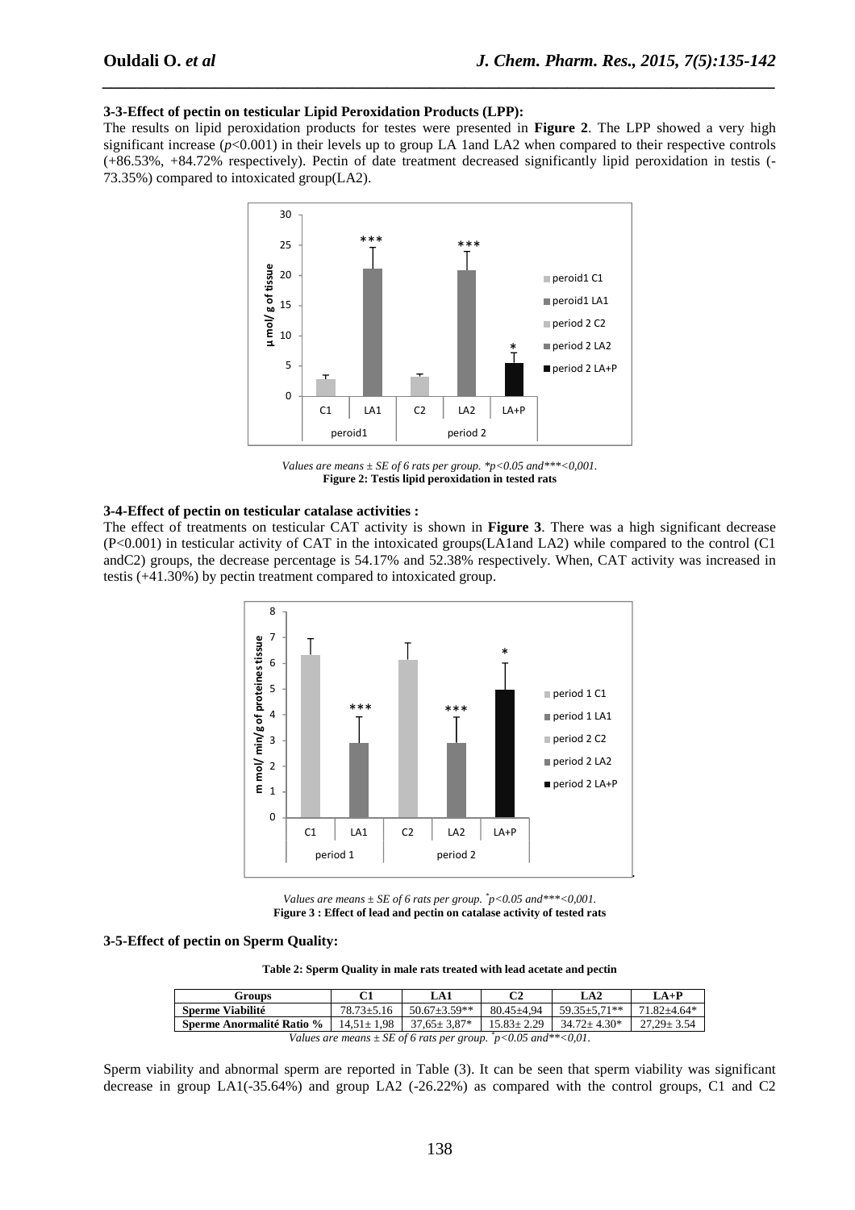### 3-3-Effect of pectin on testicular Lipid Peroxidation Products (LPP):

The results on lipid peroxidation products for testes were presented in **Figure 2**. The LPP showed a very high significant increase ($p$<0.001) in their levels up to group LA 1and LA2 when compared to their respective controls (+86.53%, +84.72% respectively). Pectin of date treatment decreased significantly lipid peroxidation in testis (-73.35%) compared to intoxicated group(LA2).

*Values are means ± SE of 6 rats per group. *p<0.05 and***<0,001.*

**Figure 2: Testis lipid peroxidation in tested rats**

### 3-4-Effect of pectin on testicular catalase activities :

The effect of treatments on testicular CAT activity is shown in **Figure 3**. There was a high significant decrease (P<0.001) in testicular activity of CAT in the intoxicated groups(LA1and LA2) while compared to the control (C1 andC2) groups, the decrease percentage is 54.17% and 52.38% respectively. When, CAT activity was increased in testis (+41.30%) by pectin treatment compared to intoxicated group.

*Values are means ± SE of 6 rats per group. *p<0.05 and***<0,001.*

**Figure 3 : Effect of lead and pectin on catalase activity of tested rats**

### 3-5-Effect of pectin on Sperm Quality:

**Table 2: Sperm Quality in male rats treated with lead acetate and pectin**

| Groups | C1 | LA1 | C2 | LA2 | LA+P |
|---|---|---|---|---|---|
| **Sperme Viabilité** | 78.73±5.16 | 50.67±3.59** | 80.45±4,94 | 59.35±5,71** | 71.82±4.64* |
| **Sperme Anormalité Ratio %** | 14,51± 1,98 | 37,65± 3,87* | 15.83± 2.29 | 34.72± 4.30* | 27,29± 3.54 |

*Values are means ± SE of 6 rats per group. *p<0.05 and**<0,01.*

Sperm viability and abnormal sperm are reported in Table (3). It can be seen that sperm viability was significant decrease in group LA1(-35.64%) and group LA2 (-26.22%) as compared with the control groups, C1 and C2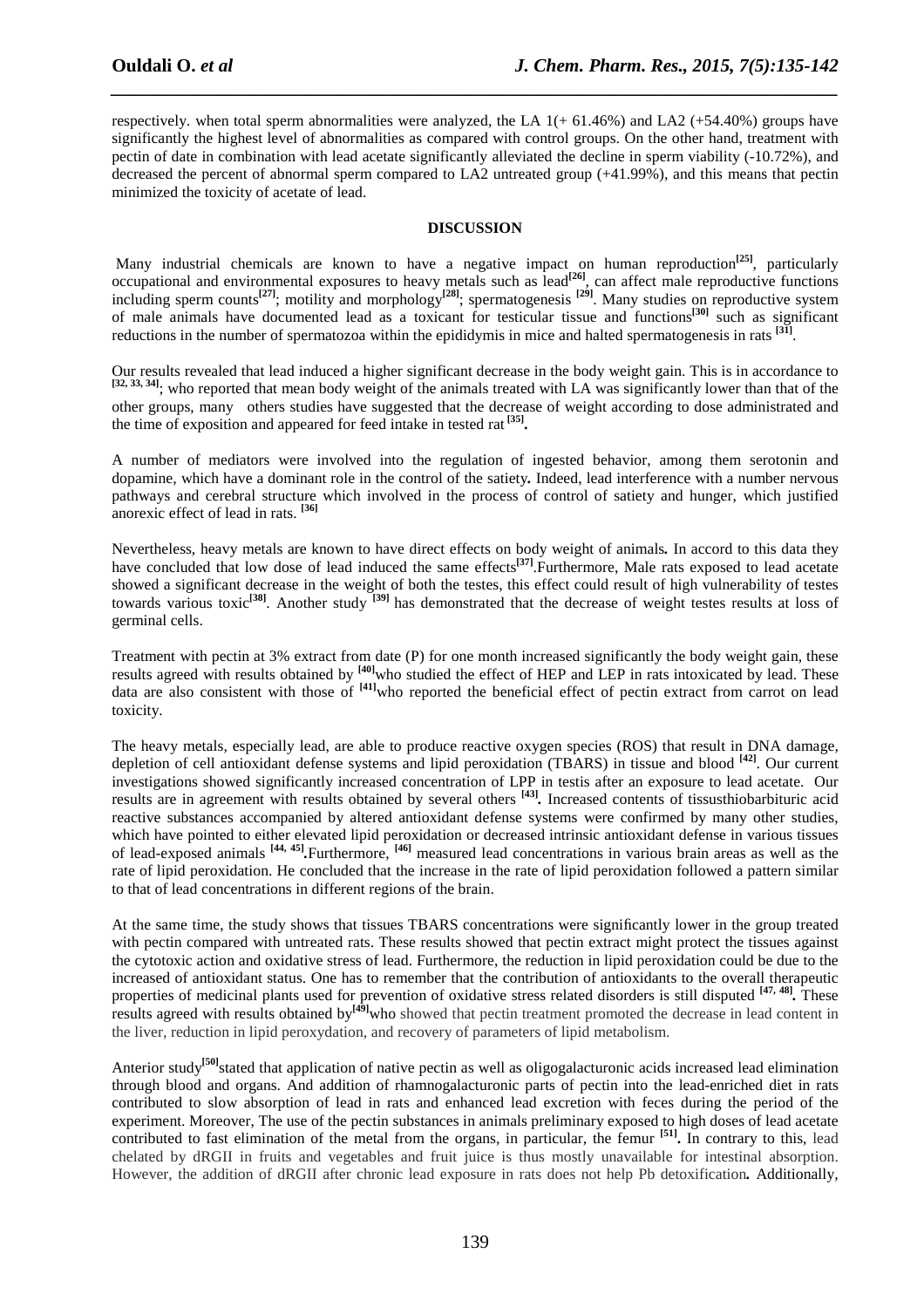respectively. when total sperm abnormalities were analyzed, the LA 1(+ 61.46%) and LA2 (+54.40%) groups have significantly the highest level of abnormalities as compared with control groups. On the other hand, treatment with pectin of date in combination with lead acetate significantly alleviated the decline in sperm viability (-10.72%), and decreased the percent of abnormal sperm compared to LA2 untreated group (+41.99%), and this means that pectin minimized the toxicity of acetate of lead.

## DISCUSSION

Many industrial chemicals are known to have a negative impact on human reproduction[25], particularly occupational and environmental exposures to heavy metals such as lead[26], can affect male reproductive functions including sperm counts[27]; motility and morphology[28]; spermatogenesis [29]. Many studies on reproductive system of male animals have documented lead as a toxicant for testicular tissue and functions[30] such as significant reductions in the number of spermatozoa within the epididymis in mice and halted spermatogenesis in rats [31].

Our results revealed that lead induced a higher significant decrease in the body weight gain. This is in accordance to [32, 33, 34]; who reported that mean body weight of the animals treated with LA was significantly lower than that of the other groups, many others studies have suggested that the decrease of weight according to dose administrated and the time of exposition and appeared for feed intake in tested rat [35].

A number of mediators were involved into the regulation of ingested behavior, among them serotonin and dopamine, which have a dominant role in the control of the satiety. Indeed, lead interference with a number nervous pathways and cerebral structure which involved in the process of control of satiety and hunger, which justified anorexic effect of lead in rats. [36]

Nevertheless, heavy metals are known to have direct effects on body weight of animals. In accord to this data they have concluded that low dose of lead induced the same effects[37].Furthermore, Male rats exposed to lead acetate showed a significant decrease in the weight of both the testes, this effect could result of high vulnerability of testes towards various toxic[38]. Another study [39] has demonstrated that the decrease of weight testes results at loss of germinal cells.

Treatment with pectin at 3% extract from date (P) for one month increased significantly the body weight gain, these results agreed with results obtained by [40]who studied the effect of HEP and LEP in rats intoxicated by lead. These data are also consistent with those of [41]who reported the beneficial effect of pectin extract from carrot on lead toxicity.

The heavy metals, especially lead, are able to produce reactive oxygen species (ROS) that result in DNA damage, depletion of cell antioxidant defense systems and lipid peroxidation (TBARS) in tissue and blood [42]. Our current investigations showed significantly increased concentration of LPP in testis after an exposure to lead acetate. Our results are in agreement with results obtained by several others [43]. Increased contents of tissusthiobarbituric acid reactive substances accompanied by altered antioxidant defense systems were confirmed by many other studies, which have pointed to either elevated lipid peroxidation or decreased intrinsic antioxidant defense in various tissues of lead-exposed animals [44, 45].Furthermore, [46] measured lead concentrations in various brain areas as well as the rate of lipid peroxidation. He concluded that the increase in the rate of lipid peroxidation followed a pattern similar to that of lead concentrations in different regions of the brain.

At the same time, the study shows that tissues TBARS concentrations were significantly lower in the group treated with pectin compared with untreated rats. These results showed that pectin extract might protect the tissues against the cytotoxic action and oxidative stress of lead. Furthermore, the reduction in lipid peroxidation could be due to the increased of antioxidant status. One has to remember that the contribution of antioxidants to the overall therapeutic properties of medicinal plants used for prevention of oxidative stress related disorders is still disputed [47, 48]. These results agreed with results obtained by[49]who showed that pectin treatment promoted the decrease in lead content in the liver, reduction in lipid peroxydation, and recovery of parameters of lipid metabolism.

Anterior study[50]stated that application of native pectin as well as oligogalacturonic acids increased lead elimination through blood and organs. And addition of rhamnogalacturonic parts of pectin into the lead-enriched diet in rats contributed to slow absorption of lead in rats and enhanced lead excretion with feces during the period of the experiment. Moreover, The use of the pectin substances in animals preliminary exposed to high doses of lead acetate contributed to fast elimination of the metal from the organs, in particular, the femur [51]. In contrary to this, lead chelated by dRGII in fruits and vegetables and fruit juice is thus mostly unavailable for intestinal absorption. However, the addition of dRGII after chronic lead exposure in rats does not help Pb detoxification. Additionally,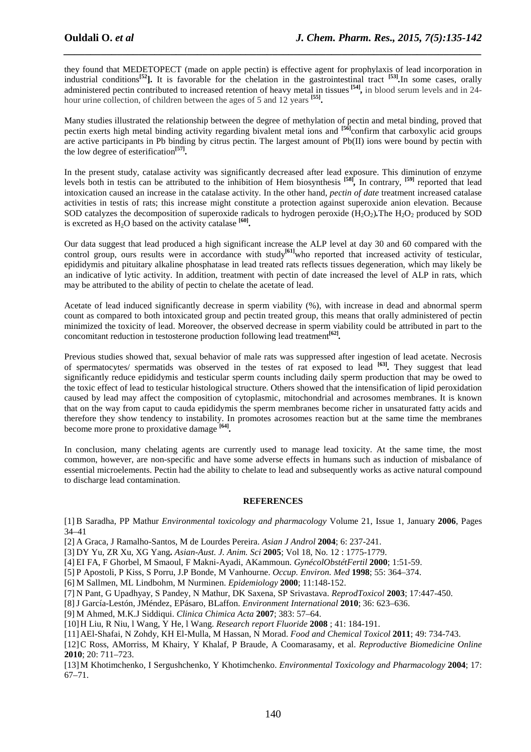they found that MEDETOPECT (made on apple pectin) is effective agent for prophylaxis of lead incorporation in industrial conditions[52]. It is favorable for the chelation in the gastrointestinal tract [53].In some cases, orally administered pectin contributed to increased retention of heavy metal in tissues [54], in blood serum levels and in 24-hour urine collection, of children between the ages of 5 and 12 years [55].

Many studies illustrated the relationship between the degree of methylation of pectin and metal binding, proved that pectin exerts high metal binding activity regarding bivalent metal ions and [56]confirm that carboxylic acid groups are active participants in Pb binding by citrus pectin. The largest amount of Pb(II) ions were bound by pectin with the low degree of esterification[57].

In the present study, catalase activity was significantly decreased after lead exposure. This diminution of enzyme levels both in testis can be attributed to the inhibition of Hem biosynthesis [58], In contrary, [59] reported that lead intoxication caused an increase in the catalase activity. In the other hand, *pectin of date* treatment increased catalase activities in testis of rats; this increase might constitute a protection against superoxide anion elevation. Because SOD catalyzes the decomposition of superoxide radicals to hydrogen peroxide ($H_2O_2$).The $H_2O_2$ produced by SOD is excreted as $H_2O$ based on the activity catalase [60].

Our data suggest that lead produced a high significant increase the ALP level at day 30 and 60 compared with the control group, ours results were in accordance with study[61]who reported that increased activity of testicular, epididymis and pituitary alkaline phosphatase in lead treated rats reflects tissues degeneration, which may likely be an indicative of lytic activity. In addition, treatment with pectin of date increased the level of ALP in rats, which may be attributed to the ability of pectin to chelate the acetate of lead.

Acetate of lead induced significantly decrease in sperm viability (%), with increase in dead and abnormal sperm count as compared to both intoxicated group and pectin treated group, this means that orally administered of pectin minimized the toxicity of lead. Moreover, the observed decrease in sperm viability could be attributed in part to the concomitant reduction in testosterone production following lead treatment[62].

Previous studies showed that, sexual behavior of male rats was suppressed after ingestion of lead acetate. Necrosis of spermatocytes/ spermatids was observed in the testes of rat exposed to lead [63]. They suggest that lead significantly reduce epididymis and testicular sperm counts including daily sperm production that may be owed to the toxic effect of lead to testicular histological structure. Others showed that the intensification of lipid peroxidation caused by lead may affect the composition of cytoplasmic, mitochondrial and acrosomes membranes. It is known that on the way from caput to cauda epididymis the sperm membranes become richer in unsaturated fatty acids and therefore they show tendency to instability. In promotes acrosomes reaction but at the same time the membranes become more prone to proxidative damage [64].

In conclusion, many chelating agents are currently used to manage lead toxicity. At the same time, the most common, however, are non-specific and have some adverse effects in humans such as induction of misbalance of essential microelements. Pectin had the ability to chelate to lead and subsequently works as active natural compound to discharge lead contamination.

## REFERENCES

[1] B Saradha, PP Mathur *Environmental toxicology and pharmacology* Volume 21, Issue 1, January **2006**, Pages 34–41

[2] A Graca, J Ramalho-Santos, M de Lourdes Pereira. *Asian J Androl* **2004**; 6: 237-241.

[3] DY Yu, ZR Xu, XG Yang**.** *Asian-Aust. J. Anim. Sci* **2005**; Vol 18, No. 12 : 1775-1779.

[4] EI FA, F Ghorbel, M Smaoul, F Makni-Ayadi, AKammoun. *GynécolObstétFertil* **2000**; 1:51-59.

[5] P Apostoli, P Kiss, S Porru, J.P Bonde, M Vanhourne. *Occup. Environ. Med* **1998**; 55: 364–374.

[6] M Sallmen, ML Lindbohm, M Nurminen. *Epidemiology* **2000**; 11:148-152.

[7] N Pant, G Upadhyay, S Pandey, N Mathur, DK Saxena, SP Srivastava. *ReprodToxicol* **2003**; 17:447-450.

[8] J García-Lestón, JMéndez, EPásaro, BLaffon. *Environment International* **2010**; 36: 623–636.

[9] M Ahmed, M.K.J Siddiqui. *Clinica Chimica Acta* **2007**; 383: 57–64.

[10] H Liu, R Niu, l Wang, Y He, l Wang. *Research report Fluoride* **2008** ; 41: 184-191.

[11] AEl-Shafai, N Zohdy, KH El-Mulla, M Hassan, N Morad. *Food and Chemical Toxicol* **2011**; 49: 734-743.

[12] C Ross, AMorriss, M Khairy, Y Khalaf, P Braude, A Coomarasamy, et al. *Reproductive Biomedicine Online* **2010**; 20: 711–723.

[13] M Khotimchenko, I Sergushchenko, Y Khotimchenko. *Environmental Toxicology and Pharmacology* **2004**; 17: 67–71.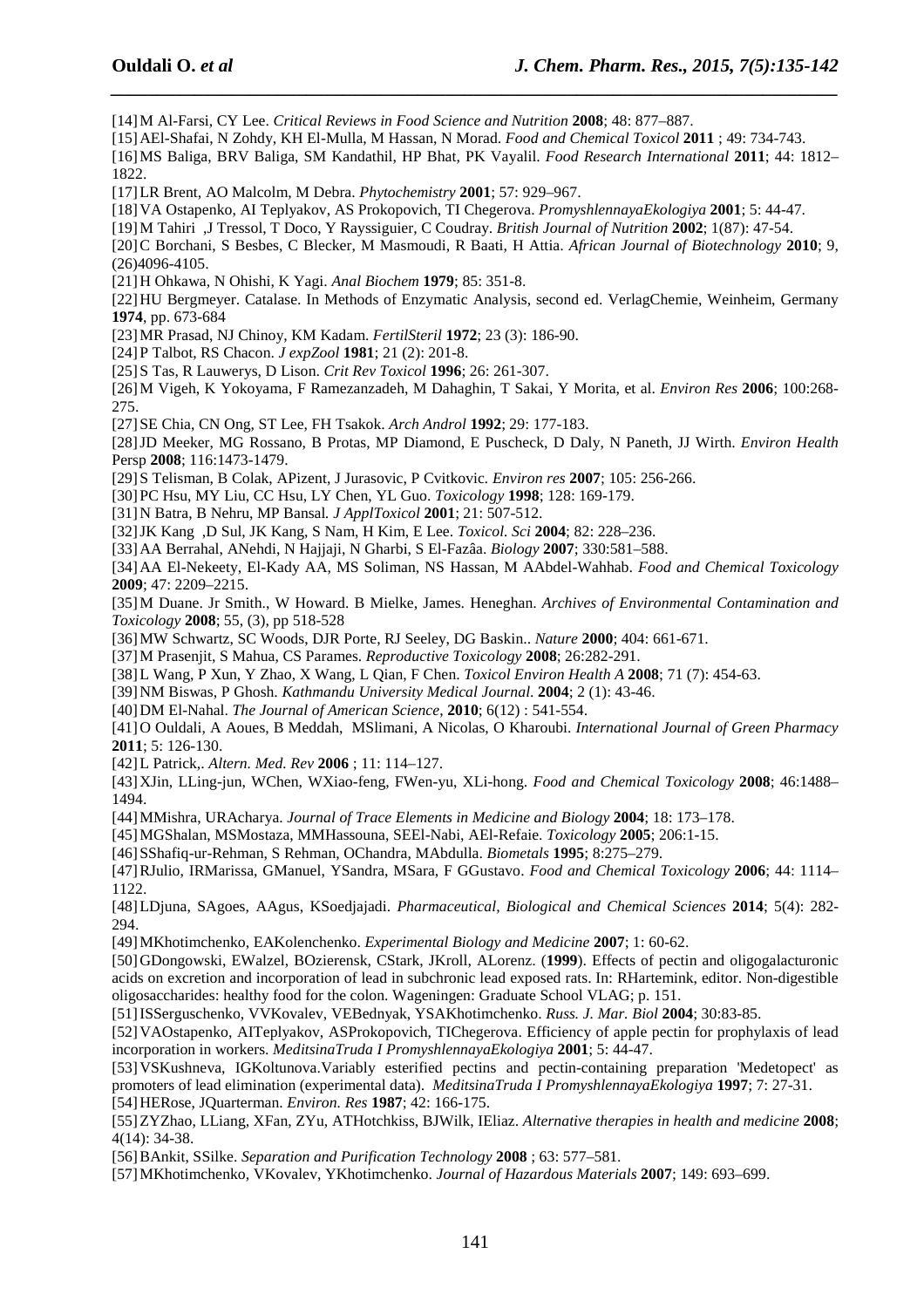[14] M Al-Farsi, CY Lee. *Critical Reviews in Food Science and Nutrition* **2008**; 48: 877–887.

[15] AEl-Shafai, N Zohdy, KH El-Mulla, M Hassan, N Morad. *Food and Chemical Toxicol* **2011** ; 49: 734-743.

[16] MS Baliga, BRV Baliga, SM Kandathil, HP Bhat, PK Vayalil. *Food Research International* **2011**; 44: 1812–1822.

[17] LR Brent, AO Malcolm, M Debra. *Phytochemistry* **2001**; 57: 929–967.

[18] VA Ostapenko, AI Teplyakov, AS Prokopovich, TI Chegerova. *PromyshlennayaEkologiya* **2001**; 5: 44-47.

[19] M Tahiri ,J Tressol, T Doco, Y Rayssiguier, C Coudray. *British Journal of Nutrition* **2002**; 1(87): 47-54.

[20] C Borchani, S Besbes, C Blecker, M Masmoudi, R Baati, H Attia. *African Journal of Biotechnology* **2010**; 9, (26)4096-4105.

[21] H Ohkawa, N Ohishi, K Yagi. *Anal Biochem* **1979**; 85: 351-8.

[22] HU Bergmeyer. Catalase. In Methods of Enzymatic Analysis, second ed. VerlagChemie, Weinheim, Germany **1974**, pp. 673-684

[23] MR Prasad, NJ Chinoy, KM Kadam. *FertilSteril* **1972**; 23 (3): 186-90.

[24] P Talbot, RS Chacon. *J expZool* **1981**; 21 (2): 201-8.

[25] S Tas, R Lauwerys, D Lison. *Crit Rev Toxicol* **1996**; 26: 261-307.

[26] M Vigeh, K Yokoyama, F Ramezanzadeh, M Dahaghin, T Sakai, Y Morita, et al. *Environ Res* **2006**; 100:268-275.

[27] SE Chia, CN Ong, ST Lee, FH Tsakok. *Arch Androl* **1992**; 29: 177-183.

[28] JD Meeker, MG Rossano, B Protas, MP Diamond, E Puscheck, D Daly, N Paneth, JJ Wirth. *Environ Health* Persp **2008**; 116:1473-1479.

[29] S Telisman, B Colak, APizent, J Jurasovic, P Cvitkovic. *Environ res* **2007**; 105: 256-266.

[30] PC Hsu, MY Liu, CC Hsu, LY Chen, YL Guo. *Toxicology* **1998**; 128: 169-179.

[31] N Batra, B Nehru, MP Bansal. *J ApplToxicol* **2001**; 21: 507-512.

[32] JK Kang ,D Sul, JK Kang, S Nam, H Kim, E Lee. *Toxicol. Sci* **2004**; 82: 228–236.

[33] AA Berrahal, ANehdi, N Hajjaji, N Gharbi, S El-Fazâa. *Biology* **2007**; 330:581–588.

[34] AA El-Nekeety, El-Kady AA, MS Soliman, NS Hassan, M AAbdel-Wahhab. *Food and Chemical Toxicology* **2009**; 47: 2209–2215.

[35] M Duane. Jr Smith., W Howard. B Mielke, James. Heneghan. *Archives of Environmental Contamination and Toxicology* **2008**; 55, (3), pp 518-528

[36] MW Schwartz, SC Woods, DJR Porte, RJ Seeley, DG Baskin.. *Nature* **2000**; 404: 661-671.

[37] M Prasenjit, S Mahua, CS Parames. *Reproductive Toxicology* **2008**; 26:282-291.

[38] L Wang, P Xun, Y Zhao, X Wang, L Qian, F Chen. *Toxicol Environ Health A* **2008**; 71 (7): 454-63.

[39] NM Biswas, P Ghosh. *Kathmandu University Medical Journal*. **2004**; 2 (1): 43-46.

[40] DM El-Nahal. *The Journal of American Science*, **2010**; 6(12) : 541-554.

[41] O Ouldali, A Aoues, B Meddah, MSlimani, A Nicolas, O Kharoubi. *International Journal of Green Pharmacy* **2011**; 5: 126-130.

[42] L Patrick,. *Altern. Med. Rev* **2006** ; 11: 114–127.

[43] XJin, LLing-jun, WChen, WXiao-feng, FWen-yu, XLi-hong. *Food and Chemical Toxicology* **2008**; 46:1488–1494.

[44] MMishra, URAcharya. *Journal of Trace Elements in Medicine and Biology* **2004**; 18: 173–178.

[45] MGShalan, MSMostaza, MMHassouna, SEEl-Nabi, AEl-Refaie. *Toxicology* **2005**; 206:1-15.

[46] SShafiq-ur-Rehman, S Rehman, OChandra, MAbdulla. *Biometals* **1995**; 8:275–279.

[47] RJulio, IRMarissa, GManuel, YSandra, MSara, F GGustavo. *Food and Chemical Toxicology* **2006**; 44: 1114–1122.

[48] LDjuna, SAgoes, AAgus, KSoedjajadi. *Pharmaceutical, Biological and Chemical Sciences* **2014**; 5(4): 282-294.

[49] MKhotimchenko, EAKolenchenko. *Experimental Biology and Medicine* **2007**; 1: 60-62.

[50] GDongowski, EWalzel, BOzierensk, CStark, JKroll, ALorenz. (**1999**). Effects of pectin and oligogalacturonic acids on excretion and incorporation of lead in subchronic lead exposed rats. In: RHartemink, editor. Non-digestible oligosaccharides: healthy food for the colon. Wageningen: Graduate School VLAG; p. 151.

[51] ISSerguschenko, VVKovalev, VEBednyak, YSAKhotimchenko. *Russ. J. Mar. Biol* **2004**; 30:83-85.

[52] VAOstapenko, AITeplyakov, ASProkopovich, TIChegerova. Efficiency of apple pectin for prophylaxis of lead incorporation in workers. *MeditsinaTruda I PromyshlennayaEkologiya* **2001**; 5: 44-47.

[53] VSKushneva, IGKoltunova.Variably esterified pectins and pectin-containing preparation 'Medetopect' as promoters of lead elimination (experimental data). *MeditsinaTruda I PromyshlennayaEkologiya* **1997**; 7: 27-31.

[54] HERose, JQuarterman. *Environ. Res* **1987**; 42: 166-175.

[55] ZYZhao, LLiang, XFan, ZYu, ATHotchkiss, BJWilk, IEliaz. *Alternative therapies in health and medicine* **2008**; 4(14): 34-38.

[56] BAnkit, SSilke. *Separation and Purification Technology* **2008** ; 63: 577–581.

[57] MKhotimchenko, VKovalev, YKhotimchenko. *Journal of Hazardous Materials* **2007**; 149: 693–699.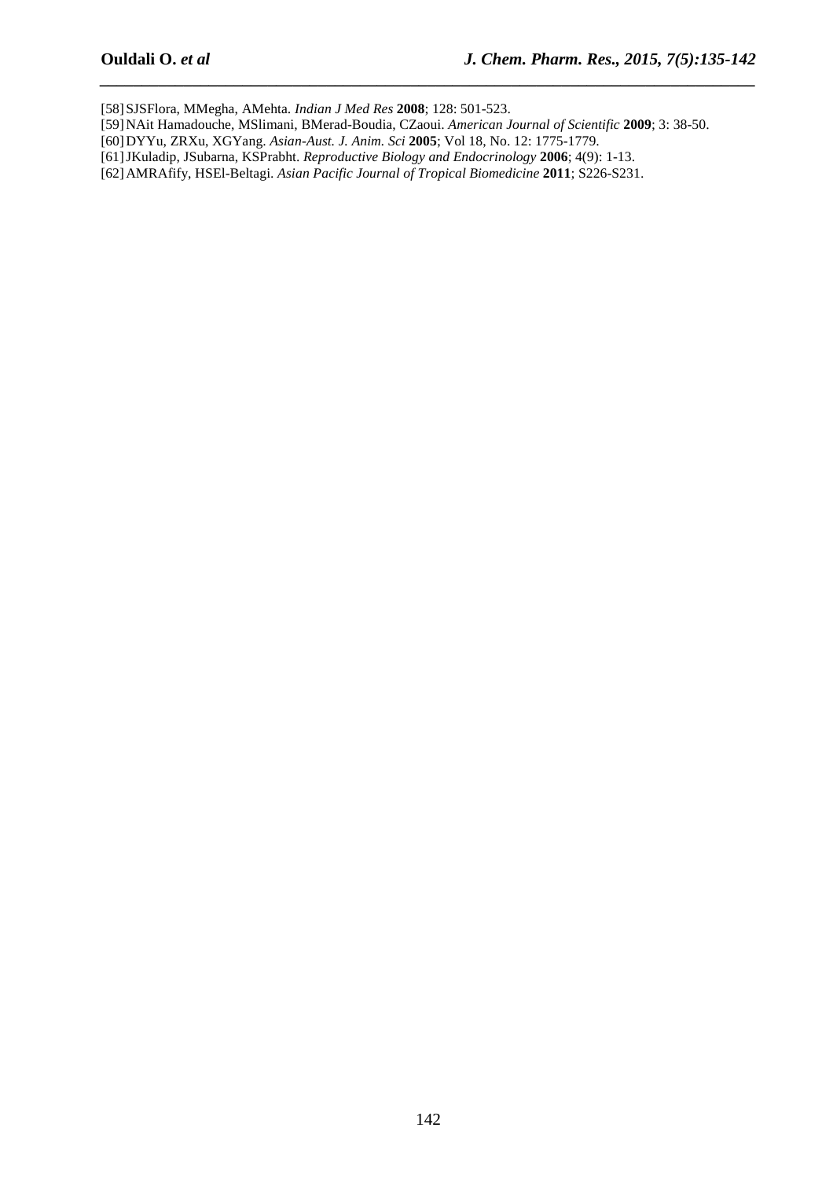[58] SJSFlora, MMegha, AMehta. *Indian J Med Res* **2008**; 128: 501-523.

[59] NAit Hamadouche, MSlimani, BMerad-Boudia, CZaoui. *American Journal of Scientific* **2009**; 3: 38-50.

[60] DYYu, ZRXu, XGYang. *Asian-Aust. J. Anim. Sci* **2005**; Vol 18, No. 12: 1775-1779.

[61] JKuladip, JSubarna, KSPrabht. *Reproductive Biology and Endocrinology* **2006**; 4(9): 1-13.

[62] AMRAfify, HSEl-Beltagi. *Asian Pacific Journal of Tropical Biomedicine* **2011**; S226-S231.